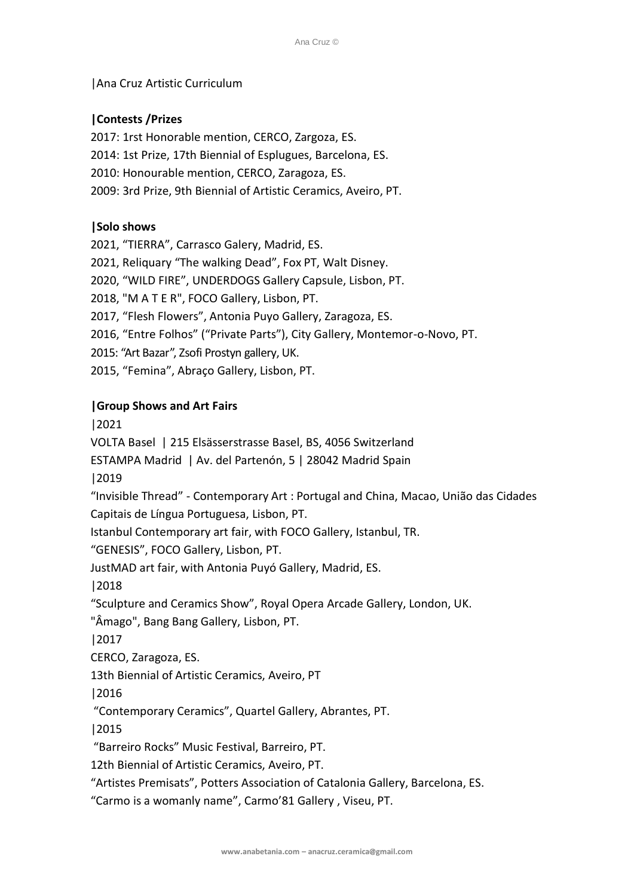|Ana Cruz Artistic Curriculum

## |Contests /Prizes

2017: 1rst Honorable mention, CERCO, Zargoza, ES.
2014: 1st Prize, 17th Biennial of Esplugues, Barcelona, ES.
2010: Honourable mention, CERCO, Zaragoza, ES.
2009: 3rd Prize, 9th Biennial of Artistic Ceramics, Aveiro, PT.

## |Solo shows

2021, "TIERRA", Carrasco Galery, Madrid, ES.
2021, Reliquary "The walking Dead", Fox PT, Walt Disney.
2020, "WILD FIRE", UNDERDOGS Gallery Capsule, Lisbon, PT.
2018, "M A T E R", FOCO Gallery, Lisbon, PT.
2017, "Flesh Flowers", Antonia Puyo Gallery, Zaragoza, ES.
2016, "Entre Folhos" ("Private Parts"), City Gallery, Montemor-o-Novo, PT.
2015: "Art Bazar", Zsofi Prostyn gallery, UK.
2015, "Femina", Abraço Gallery, Lisbon, PT.

## |Group Shows and Art Fairs

|2021
VOLTA Basel | 215 Elsässerstrasse Basel, BS, 4056 Switzerland
ESTAMPA Madrid | Av. del Partenón, 5 | 28042 Madrid Spain
|2019
"Invisible Thread" - Contemporary Art : Portugal and China, Macao, União das Cidades Capitais de Língua Portuguesa, Lisbon, PT.
Istanbul Contemporary art fair, with FOCO Gallery, Istanbul, TR.
"GENESIS", FOCO Gallery, Lisbon, PT.
JustMAD art fair, with Antonia Puyó Gallery, Madrid, ES.
|2018
"Sculpture and Ceramics Show", Royal Opera Arcade Gallery, London, UK.
"Âmago", Bang Bang Gallery, Lisbon, PT.
|2017
CERCO, Zaragoza, ES.
13th Biennial of Artistic Ceramics, Aveiro, PT
|2016
"Contemporary Ceramics", Quartel Gallery, Abrantes, PT.
|2015
"Barreiro Rocks" Music Festival, Barreiro, PT.
12th Biennial of Artistic Ceramics, Aveiro, PT.
"Artistes Premisats", Potters Association of Catalonia Gallery, Barcelona, ES.
"Carmo is a womanly name", Carmo'81 Gallery , Viseu, PT.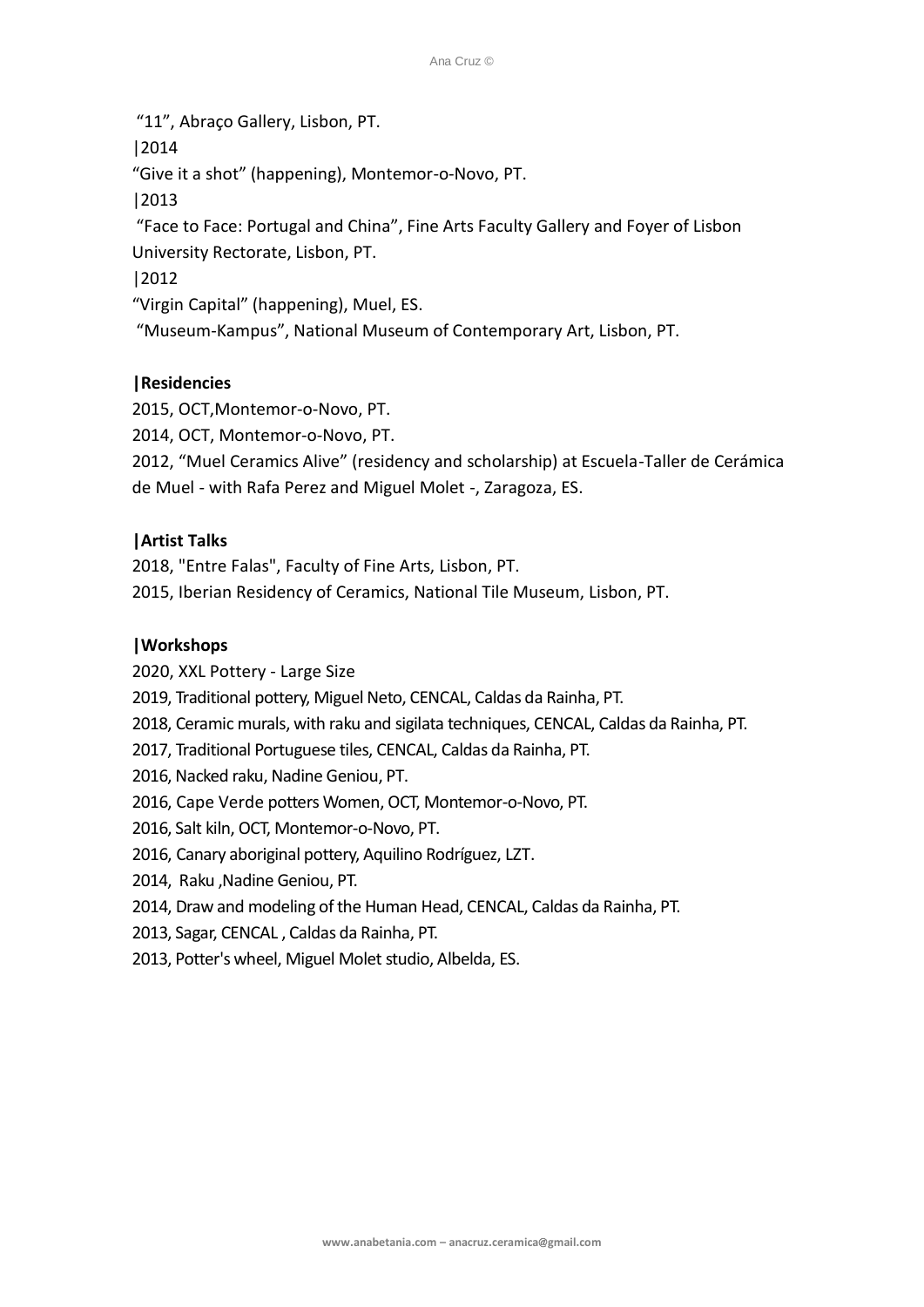"11", Abraço Gallery, Lisbon, PT.

|2014

"Give it a shot" (happening), Montemor-o-Novo, PT.

|2013

"Face to Face: Portugal and China", Fine Arts Faculty Gallery and Foyer of Lisbon University Rectorate, Lisbon, PT.

|2012

"Virgin Capital" (happening), Muel, ES.

"Museum-Kampus", National Museum of Contemporary Art, Lisbon, PT.

**|Residencies**

2015, OCT,Montemor-o-Novo, PT.

2014, OCT, Montemor-o-Novo, PT.

2012, "Muel Ceramics Alive" (residency and scholarship) at Escuela-Taller de Cerámica de Muel - with Rafa Perez and Miguel Molet -, Zaragoza, ES.

**|Artist Talks**

2018, "Entre Falas", Faculty of Fine Arts, Lisbon, PT.

2015, Iberian Residency of Ceramics, National Tile Museum, Lisbon, PT.

**|Workshops**

2020, XXL Pottery - Large Size

2019, Traditional pottery, Miguel Neto, CENCAL, Caldas da Rainha, PT.

2018, Ceramic murals, with raku and sigilata techniques, CENCAL, Caldas da Rainha, PT.

2017, Traditional Portuguese tiles, CENCAL, Caldas da Rainha, PT.

2016, Nacked raku, Nadine Geniou, PT.

2016, Cape Verde potters Women, OCT, Montemor-o-Novo, PT.

2016, Salt kiln, OCT, Montemor-o-Novo, PT.

2016, Canary aboriginal pottery, Aquilino Rodríguez, LZT.

2014, Raku ,Nadine Geniou, PT.

2014, Draw and modeling of the Human Head, CENCAL, Caldas da Rainha, PT.

2013, Sagar, CENCAL , Caldas da Rainha, PT.

2013, Potter's wheel, Miguel Molet studio, Albelda, ES.